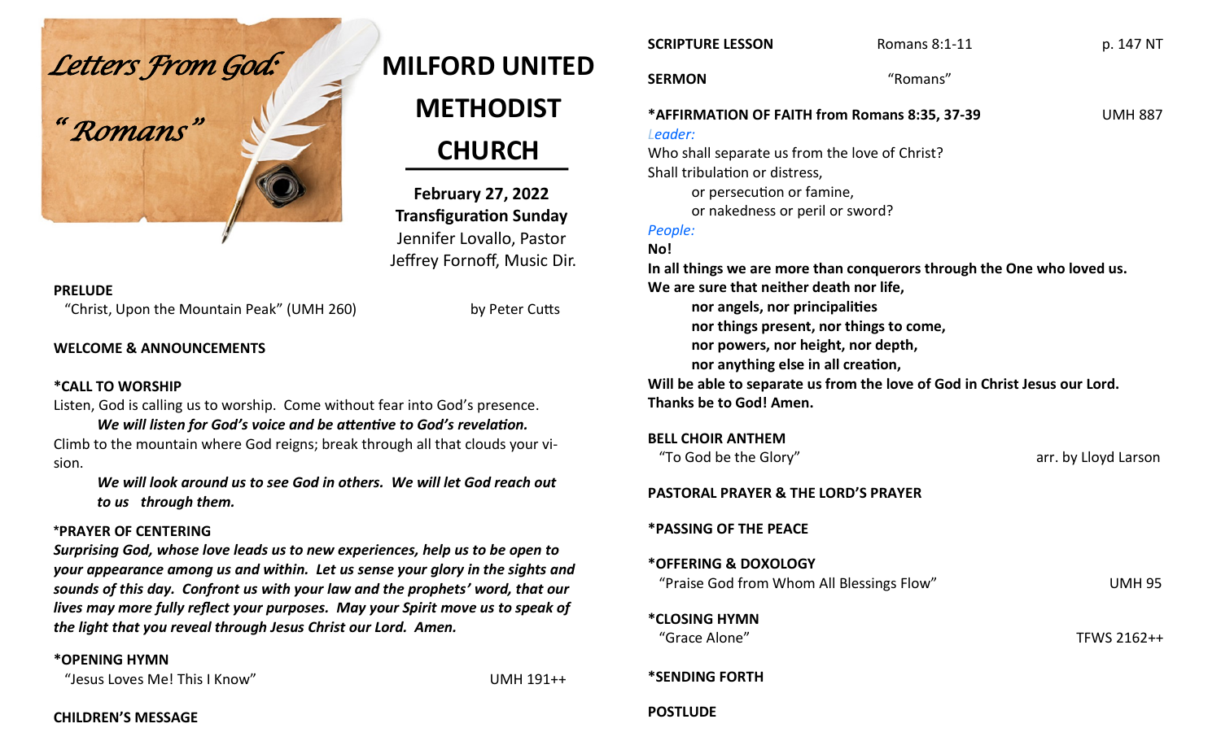*Letters From God:*

*"Romans"*

# MILFORD UNITED METHODIST CHURCH

**February 27, 2022**
**Transfiguration Sunday**
Jennifer Lovallo, Pastor
Jeffrey Fornoff, Music Dir.

**PRELUDE**
"Christ, Upon the Mountain Peak" (UMH 260) by Peter Cutts

**WELCOME & ANNOUNCEMENTS**

***CALL TO WORSHIP**
Listen, God is calling us to worship. Come without fear into God's presence.
***We will listen for God's voice and be attentive to God's revelation.***
Climb to the mountain where God reigns; break through all that clouds your vision.
***We will look around us to see God in others. We will let God reach out to us through them.***

***PRAYER OF CENTERING**
***Surprising God, whose love leads us to new experiences, help us to be open to your appearance among us and within. Let us sense your glory in the sights and sounds of this day. Confront us with your law and the prophets' word, that our lives may more fully reflect your purposes. May your Spirit move us to speak of the light that you reveal through Jesus Christ our Lord. Amen.***

***OPENING HYMN**
"Jesus Loves Me! This I Know" UMH 191++

**CHILDREN'S MESSAGE**

**SCRIPTURE LESSON** Romans 8:1-11 p. 147 NT

**SERMON** "Romans"

***AFFIRMATION OF FAITH from Romans 8:35, 37-39** UMH 887
*Leader:*
Who shall separate us from the love of Christ?
Shall tribulation or distress,
or persecution or famine,
or nakedness or peril or sword?
*People:*
**No!**
**In all things we are more than conquerors through the One who loved us.**
**We are sure that neither death nor life,**
**nor angels, nor principalities**
**nor things present, nor things to come,**
**nor powers, nor height, nor depth,**
**nor anything else in all creation,**
**Will be able to separate us from the love of God in Christ Jesus our Lord.**
**Thanks be to God! Amen.**

**BELL CHOIR ANTHEM**
"To God be the Glory" arr. by Lloyd Larson

**PASTORAL PRAYER & THE LORD'S PRAYER**

***PASSING OF THE PEACE**

***OFFERING & DOXOLOGY**
"Praise God from Whom All Blessings Flow" UMH 95

***CLOSING HYMN**
"Grace Alone" TFWS 2162++

***SENDING FORTH**

**POSTLUDE**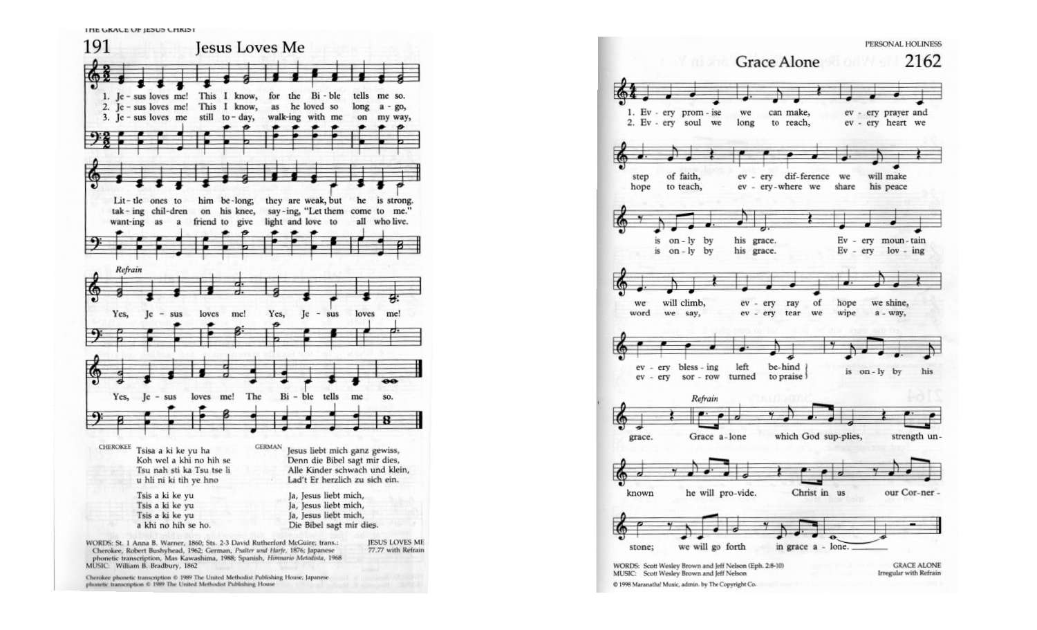## 191 Jesus Loves Me

1. Je - sus loves me! This I know, for the Bi - ble tells me so.
Lit - tle ones to him be - long; they are weak, but he is strong.

2. Je - sus loves me! This I know, as he loved so long a - go,
tak - ing chil - dren on his knee, say - ing, "Let them come to me."

3. Je - sus loves me still to - day, walk - ing with me on my way,
want - ing as a friend to give light and love to all who live.

*Refrain*

Yes, Je - sus loves me! Yes, Je - sus loves me!
Yes, Je - sus loves me! The Bi - ble tells me so.

CHEROKEE

Tsisa a ki ke yu ha
Koh wel a khi no hih se
Tsu nah si ka Tsu tse li
u hli ni ki tih ye hno

Tsis a ki ke yu
Tsis a ki ke yu
Tsis a ki ke yu
a khi no hih se ho.

GERMAN

Jesus liebt mich ganz gewiss,
Denn die Bibel sagt mir dies,
Alle Kinder schwach und klein,
Lad't Er herzlich zu sich ein.

Ja, Jesus liebt mich,
Ja, Jesus liebt mich,
Ja, Jesus liebt mich,
Die Bibel sagt mir dies.

WORDS: St. 1 Anna B. Warner, 1860; Sts. 2-3 David Rutherford McGuire; trans.: Cherokee, Robert Bushyhead, 1962; German, *Psalter und Harfe*, 1876; Japanese phonetic transcription, Mas Kawashima, 1988; Spanish, *Himnario Metodista*, 1968
MUSIC: William B. Bradbury, 1862

JESUS LOVES ME
77.77 with Refrain

Cherokee phonetic transcription © 1989 The United Methodist Publishing House; Japanese phonetic transcription © 1989 The United Methodist Publishing House

## Grace Alone 2162

1. Ev - ery prom - ise we can make, ev - ery prayer and step of faith, ev - ery dif - ference we will make is on - ly by his grace. Ev - ery moun - tain we will climb, ev - ery ray of hope we shine, ev - ery bless - ing left be - hind is on - ly by his grace.

2. Ev - ery soul we long to reach, ev - ery heart we hope to teach, ev - ery - where we share his peace is on - ly by his grace. Ev - ery lov - ing word we say, ev - ery tear we wipe a - way, ev - ery sor - row turned to praise is on - ly by his grace.

*Refrain*

Grace a - lone which God sup - plies, strength un - known he will pro - vide. Christ in us our Cor - ner - stone; we will go forth in grace a - lone.

WORDS: Scott Wesley Brown and Jeff Nelson (Eph. 2:8-10)
MUSIC: Scott Wesley Brown and Jeff Nelson

GRACE ALONE
Irregular with Refrain

© 1998 Maranatha! Music, admin. by The Copyright Co.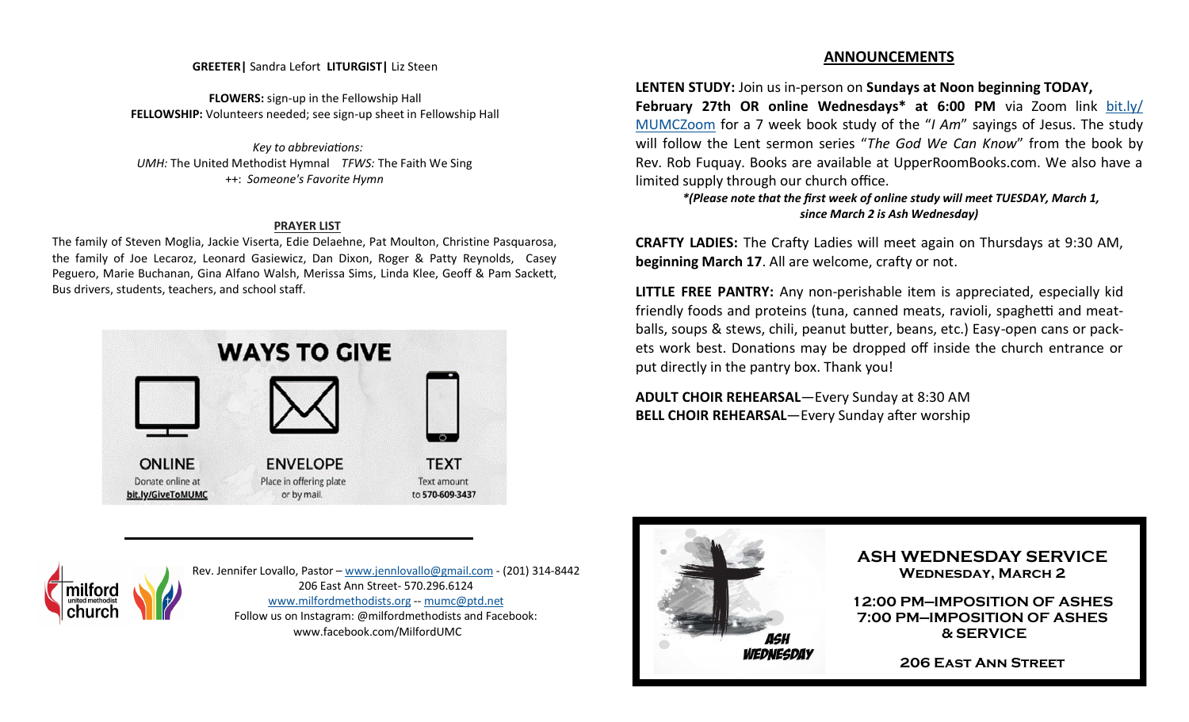**GREETER|** Sandra Lefort **LITURGIST|** Liz Steen

**FLOWERS:** sign-up in the Fellowship Hall
**FELLOWSHIP:** Volunteers needed; see sign-up sheet in Fellowship Hall

*Key to abbreviations:*
*UMH:* The United Methodist Hymnal *TFWS:* The Faith We Sing
++: *Someone's Favorite Hymn*

**PRAYER LIST**

The family of Steven Moglia, Jackie Viserta, Edie Delaehne, Pat Moulton, Christine Pasquarosa, the family of Joe Lecaroz, Leonard Gasiewicz, Dan Dixon, Roger & Patty Reynolds, Casey Peguero, Marie Buchanan, Gina Alfano Walsh, Merissa Sims, Linda Klee, Geoff & Pam Sackett, Bus drivers, students, teachers, and school staff.

**WAYS TO GIVE**

**ONLINE** — Donate online at bit.ly/GiveToMUMC

**ENVELOPE** — Place in offering plate or by mail.

**TEXT** — Text amount to 570-609-3437

milford united methodist church

Rev. Jennifer Lovallo, Pastor – www.jennlovallo@gmail.com - (201) 314-8442
206 East Ann Street- 570.296.6124
www.milfordmethodists.org -- mumc@ptd.net
Follow us on Instagram: @milfordmethodists and Facebook:
www.facebook.com/MilfordUMC

## ANNOUNCEMENTS

**LENTEN STUDY:** Join us in-person on **Sundays at Noon beginning TODAY, February 27th OR online Wednesdays\* at 6:00 PM** via Zoom link bit.ly/MUMCZoom for a 7 week book study of the "*I Am*" sayings of Jesus. The study will follow the Lent sermon series "*The God We Can Know*" from the book by Rev. Rob Fuquay. Books are available at UpperRoomBooks.com. We also have a limited supply through our church office.

***(Please note that the first week of online study will meet TUESDAY, March 1, since March 2 is Ash Wednesday)***

**CRAFTY LADIES:** The Crafty Ladies will meet again on Thursdays at 9:30 AM, **beginning March 17**. All are welcome, crafty or not.

**LITTLE FREE PANTRY:** Any non-perishable item is appreciated, especially kid friendly foods and proteins (tuna, canned meats, ravioli, spaghetti and meatballs, soups & stews, chili, peanut butter, beans, etc.) Easy-open cans or packets work best. Donations may be dropped off inside the church entrance or put directly in the pantry box. Thank you!

**ADULT CHOIR REHEARSAL**—Every Sunday at 8:30 AM
**BELL CHOIR REHEARSAL**—Every Sunday after worship

ASH WEDNESDAY

**ASH WEDNESDAY SERVICE**
**Wednesday, March 2**

**12:00 PM–IMPOSITION OF ASHES**
**7:00 PM–IMPOSITION OF ASHES & SERVICE**

**206 East Ann Street**